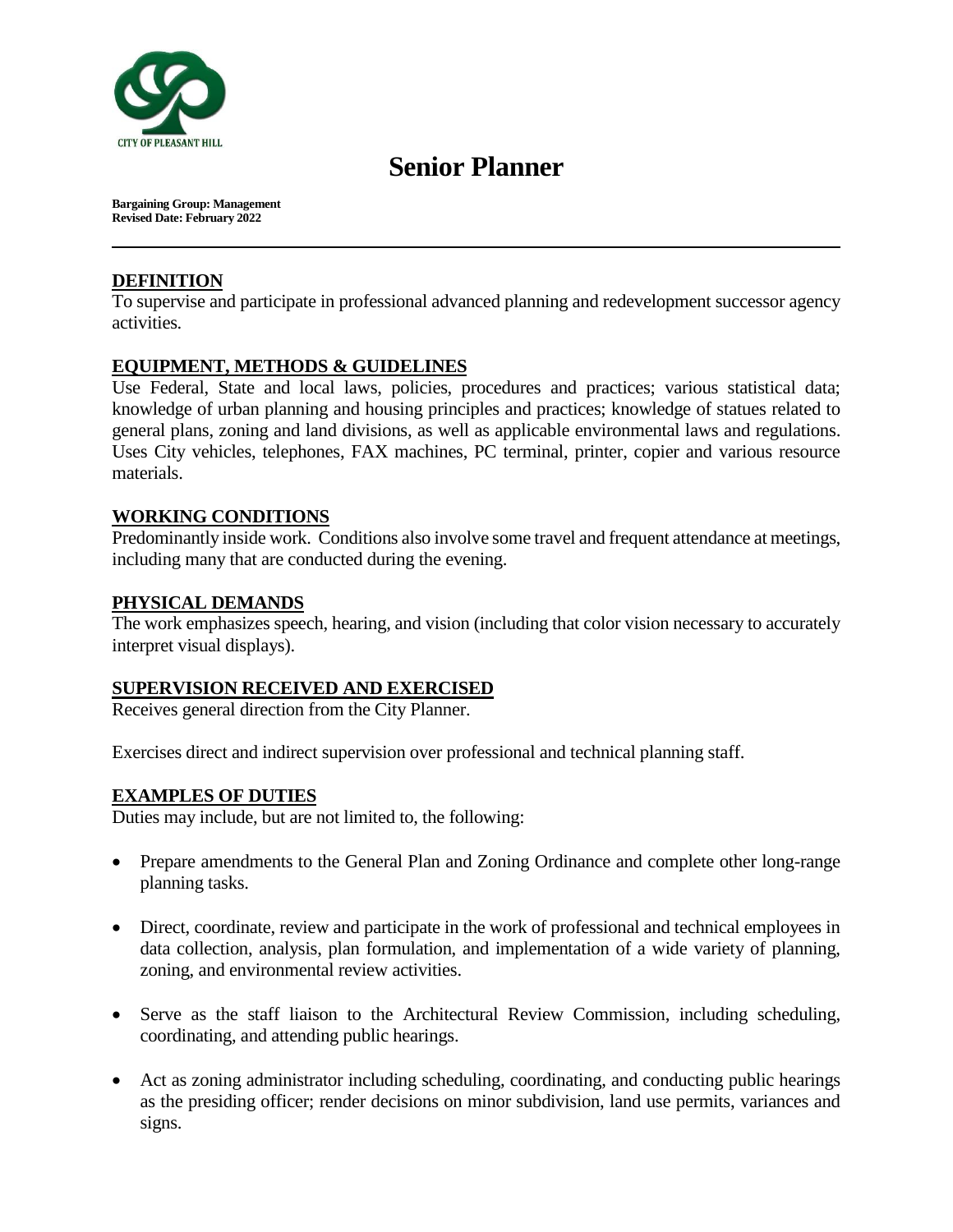CITY OF PLEASANT HILL

# Senior Planner

**Bargaining Group: Management**
**Revised Date: February 2022**

---

## DEFINITION

To supervise and participate in professional advanced planning and redevelopment successor agency activities.

## EQUIPMENT, METHODS & GUIDELINES

Use Federal, State and local laws, policies, procedures and practices; various statistical data; knowledge of urban planning and housing principles and practices; knowledge of statues related to general plans, zoning and land divisions, as well as applicable environmental laws and regulations. Uses City vehicles, telephones, FAX machines, PC terminal, printer, copier and various resource materials.

## WORKING CONDITIONS

Predominantly inside work. Conditions also involve some travel and frequent attendance at meetings, including many that are conducted during the evening.

## PHYSICAL DEMANDS

The work emphasizes speech, hearing, and vision (including that color vision necessary to accurately interpret visual displays).

## SUPERVISION RECEIVED AND EXERCISED

Receives general direction from the City Planner.

Exercises direct and indirect supervision over professional and technical planning staff.

## EXAMPLES OF DUTIES

Duties may include, but are not limited to, the following:

- Prepare amendments to the General Plan and Zoning Ordinance and complete other long-range planning tasks.
- Direct, coordinate, review and participate in the work of professional and technical employees in data collection, analysis, plan formulation, and implementation of a wide variety of planning, zoning, and environmental review activities.
- Serve as the staff liaison to the Architectural Review Commission, including scheduling, coordinating, and attending public hearings.
- Act as zoning administrator including scheduling, coordinating, and conducting public hearings as the presiding officer; render decisions on minor subdivision, land use permits, variances and signs.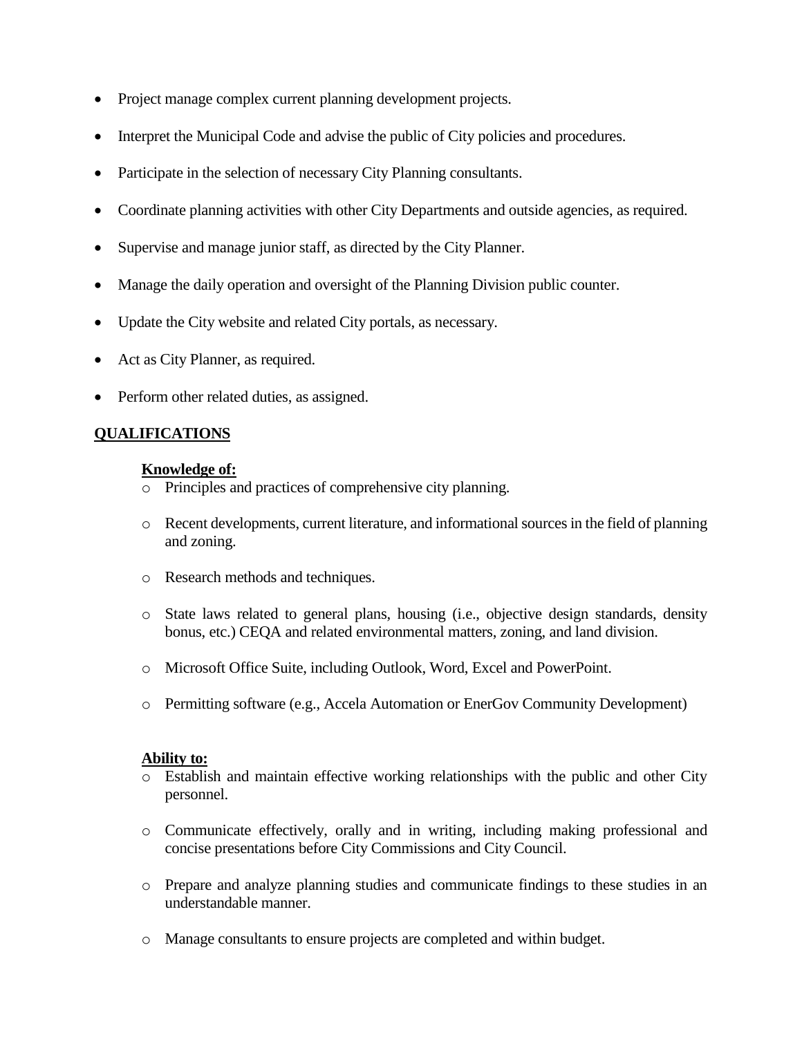- Project manage complex current planning development projects.
- Interpret the Municipal Code and advise the public of City policies and procedures.
- Participate in the selection of necessary City Planning consultants.
- Coordinate planning activities with other City Departments and outside agencies, as required.
- Supervise and manage junior staff, as directed by the City Planner.
- Manage the daily operation and oversight of the Planning Division public counter.
- Update the City website and related City portals, as necessary.
- Act as City Planner, as required.
- Perform other related duties, as assigned.

## QUALIFICATIONS

**Knowledge of:**

- Principles and practices of comprehensive city planning.
- Recent developments, current literature, and informational sources in the field of planning and zoning.
- Research methods and techniques.
- State laws related to general plans, housing (i.e., objective design standards, density bonus, etc.) CEQA and related environmental matters, zoning, and land division.
- Microsoft Office Suite, including Outlook, Word, Excel and PowerPoint.
- Permitting software (e.g., Accela Automation or EnerGov Community Development)

**Ability to:**

- Establish and maintain effective working relationships with the public and other City personnel.
- Communicate effectively, orally and in writing, including making professional and concise presentations before City Commissions and City Council.
- Prepare and analyze planning studies and communicate findings to these studies in an understandable manner.
- Manage consultants to ensure projects are completed and within budget.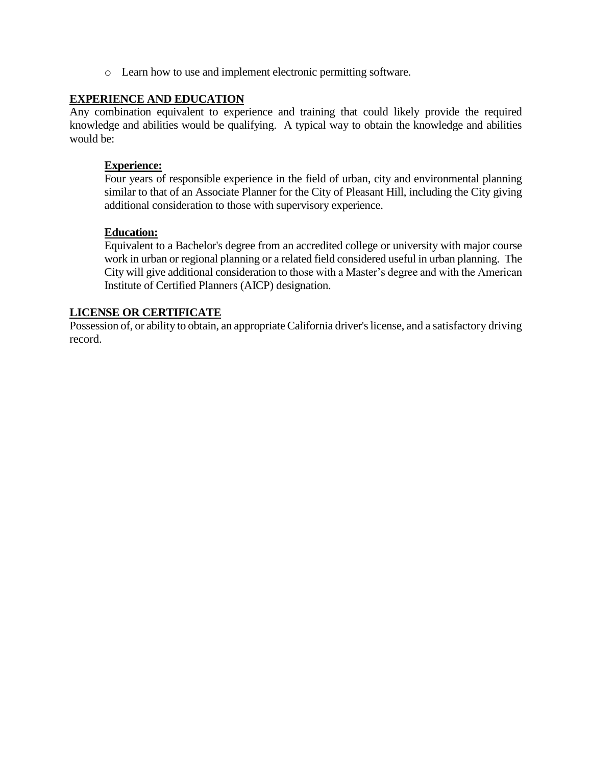- Learn how to use and implement electronic permitting software.

## EXPERIENCE AND EDUCATION

Any combination equivalent to experience and training that could likely provide the required knowledge and abilities would be qualifying. A typical way to obtain the knowledge and abilities would be:

### Experience:

Four years of responsible experience in the field of urban, city and environmental planning similar to that of an Associate Planner for the City of Pleasant Hill, including the City giving additional consideration to those with supervisory experience.

### Education:

Equivalent to a Bachelor's degree from an accredited college or university with major course work in urban or regional planning or a related field considered useful in urban planning. The City will give additional consideration to those with a Master's degree and with the American Institute of Certified Planners (AICP) designation.

## LICENSE OR CERTIFICATE

Possession of, or ability to obtain, an appropriate California driver's license, and a satisfactory driving record.